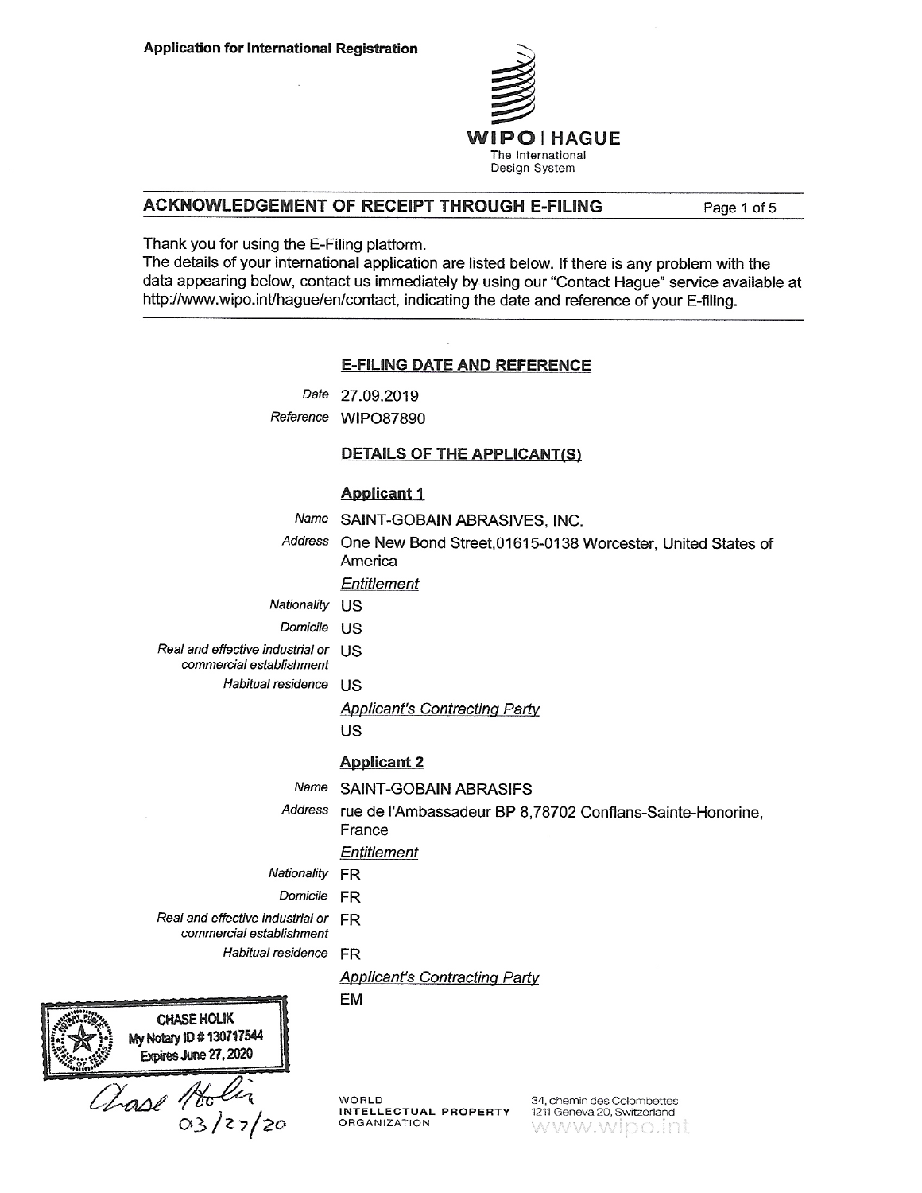Application for International Registration

**WIPO | HAGUE**
The International Design System

## ACKNOWLEDGEMENT OF RECEIPT THROUGH E-FILING

Thank you for using the E-Filing platform.
The details of your international application are listed below. If there is any problem with the data appearing below, contact us immediately by using our "Contact Hague" service available at http://www.wipo.int/hague/en/contact, indicating the date and reference of your E-filing.

---

### E-FILING DATE AND REFERENCE

*Date* 27.09.2019

*Reference* WIPO87890

### DETAILS OF THE APPLICANT(S)

#### Applicant 1

*Name* SAINT-GOBAIN ABRASIVES, INC.

*Address* One New Bond Street,01615-0138 Worcester, United States of America

*Entitlement*

*Nationality* US

*Domicile* US

*Real and effective industrial or commercial establishment* US

*Habitual residence* US

*Applicant's Contracting Party*

US

#### Applicant 2

*Name* SAINT-GOBAIN ABRASIFS

*Address* rue de l'Ambassadeur BP 8,78702 Conflans-Sainte-Honorine, France

*Entitlement*

*Nationality* FR

*Domicile* FR

*Real and effective industrial or commercial establishment* FR

*Habitual residence* FR

*Applicant's Contracting Party*

EM

CHASE HOLIK
My Notary ID # 130717544
Expires June 27, 2020

Chase Holik
03/27/20

WORLD INTELLECTUAL PROPERTY ORGANIZATION

34, chemin des Colombettes
1211 Geneva 20, Switzerland
www.wipo.int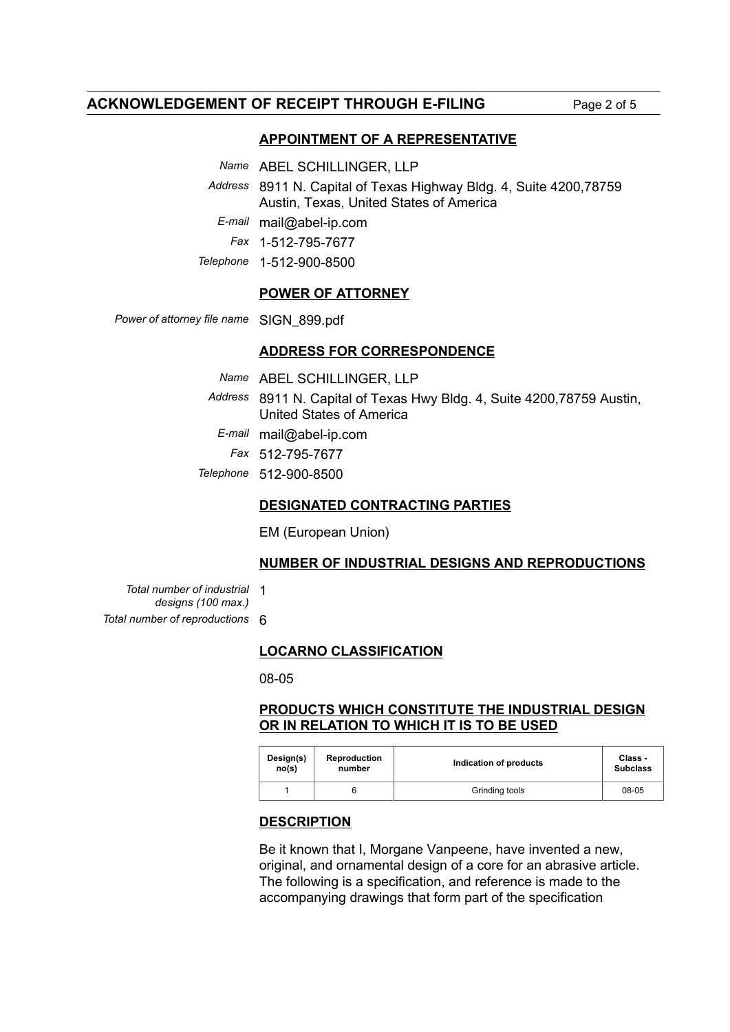## APPOINTMENT OF A REPRESENTATIVE

*Name* ABEL SCHILLINGER, LLP

*Address* 8911 N. Capital of Texas Highway Bldg. 4, Suite 4200,78759 Austin, Texas, United States of America

*E-mail* mail@abel-ip.com

*Fax* 1-512-795-7677

*Telephone* 1-512-900-8500

## POWER OF ATTORNEY

*Power of attorney file name* SIGN_899.pdf

## ADDRESS FOR CORRESPONDENCE

*Name* ABEL SCHILLINGER, LLP

*Address* 8911 N. Capital of Texas Hwy Bldg. 4, Suite 4200,78759 Austin, United States of America

*E-mail* mail@abel-ip.com

*Fax* 512-795-7677

*Telephone* 512-900-8500

## DESIGNATED CONTRACTING PARTIES

EM (European Union)

## NUMBER OF INDUSTRIAL DESIGNS AND REPRODUCTIONS

*Total number of industrial designs (100 max.)* 1

*Total number of reproductions* 6

## LOCARNO CLASSIFICATION

08-05

## PRODUCTS WHICH CONSTITUTE THE INDUSTRIAL DESIGN OR IN RELATION TO WHICH IT IS TO BE USED

| Design(s) no(s) | Reproduction number | Indication of products | Class - Subclass |
|---|---|---|---|
| 1 | 6 | Grinding tools | 08-05 |

## DESCRIPTION

Be it known that I, Morgane Vanpeene, have invented a new, original, and ornamental design of a core for an abrasive article. The following is a specification, and reference is made to the accompanying drawings that form part of the specification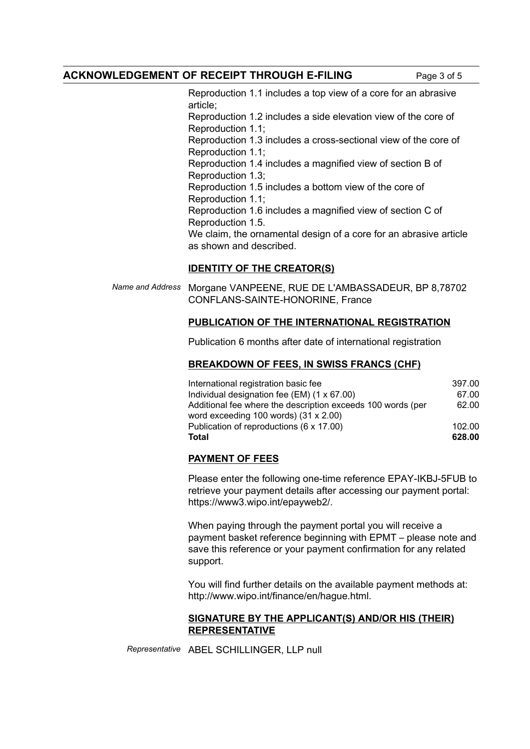Reproduction 1.1 includes a top view of a core for an abrasive article;
Reproduction 1.2 includes a side elevation view of the core of Reproduction 1.1;
Reproduction 1.3 includes a cross-sectional view of the core of Reproduction 1.1;
Reproduction 1.4 includes a magnified view of section B of Reproduction 1.3;
Reproduction 1.5 includes a bottom view of the core of Reproduction 1.1;
Reproduction 1.6 includes a magnified view of section C of Reproduction 1.5.
We claim, the ornamental design of a core for an abrasive article as shown and described.

## IDENTITY OF THE CREATOR(S)

*Name and Address* Morgane VANPEENE, RUE DE L'AMBASSADEUR, BP 8,78702 CONFLANS-SAINTE-HONORINE, France

## PUBLICATION OF THE INTERNATIONAL REGISTRATION

Publication 6 months after date of international registration

## BREAKDOWN OF FEES, IN SWISS FRANCS (CHF)

| | |
|---|---|
| International registration basic fee | 397.00 |
| Individual designation fee (EM) (1 x 67.00) | 67.00 |
| Additional fee where the description exceeds 100 words (per word exceeding 100 words) (31 x 2.00) | 62.00 |
| Publication of reproductions (6 x 17.00) | 102.00 |
| **Total** | **628.00** |

## PAYMENT OF FEES

Please enter the following one-time reference EPAY-IKBJ-5FUB to retrieve your payment details after accessing our payment portal: https://www3.wipo.int/epayweb2/.

When paying through the payment portal you will receive a payment basket reference beginning with EPMT – please note and save this reference or your payment confirmation for any related support.

You will find further details on the available payment methods at: http://www.wipo.int/finance/en/hague.html.

## SIGNATURE BY THE APPLICANT(S) AND/OR HIS (THEIR) REPRESENTATIVE

*Representative* ABEL SCHILLINGER, LLP null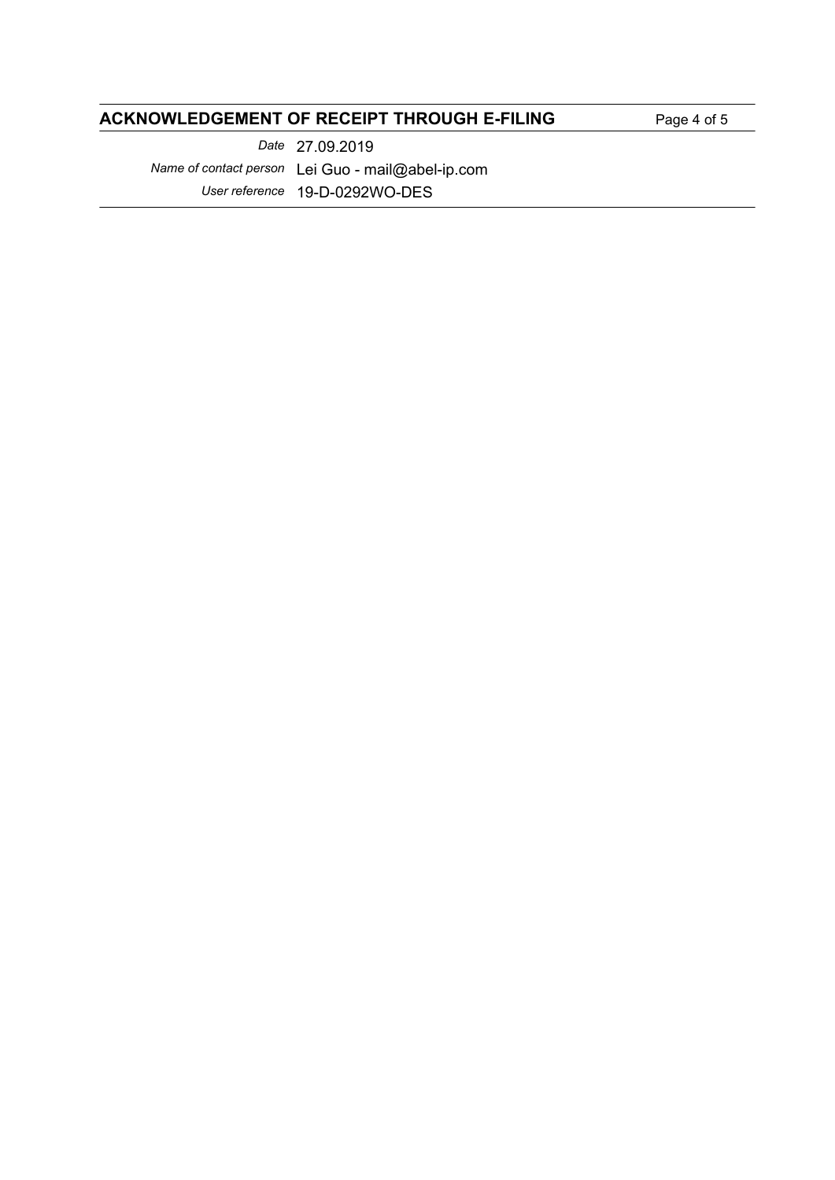## ACKNOWLEDGEMENT OF RECEIPT THROUGH E-FILING

| | |
|---|---|
| *Date* | 27.09.2019 |
| *Name of contact person* | Lei Guo - mail@abel-ip.com |
| *User reference* | 19-D-0292WO-DES |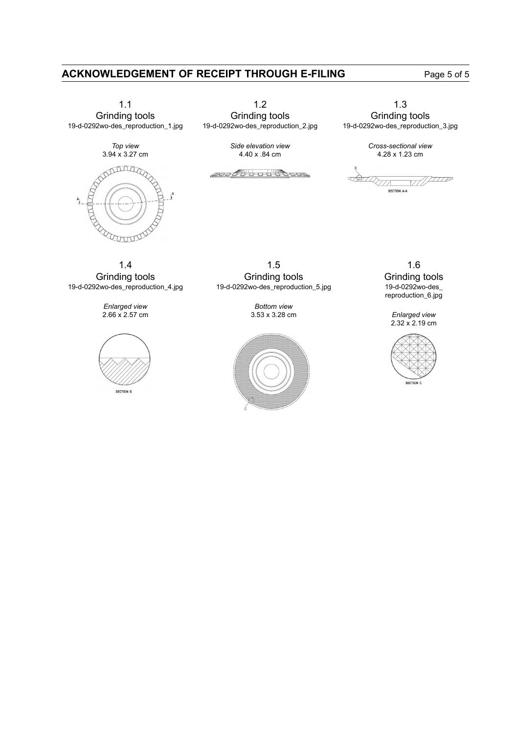1.1
Grinding tools
19-d-0292wo-des_reproduction_1.jpg

*Top view*
3.94 x 3.27 cm

A

A

1.2
Grinding tools
19-d-0292wo-des_reproduction_2.jpg

*Side elevation view*
4.40 x .84 cm

1.3
Grinding tools
19-d-0292wo-des_reproduction_3.jpg

*Cross-sectional view*
4.28 x 1.23 cm

B

SECTION A-A

1.4
Grinding tools
19-d-0292wo-des_reproduction_4.jpg

*Enlarged view*
2.66 x 2.57 cm

SECTION B

1.5
Grinding tools
19-d-0292wo-des_reproduction_5.jpg

*Bottom view*
3.53 x 3.28 cm

C

1.6
Grinding tools
19-d-0292wo-des_reproduction_6.jpg

*Enlarged view*
2.32 x 2.19 cm

SECTION C